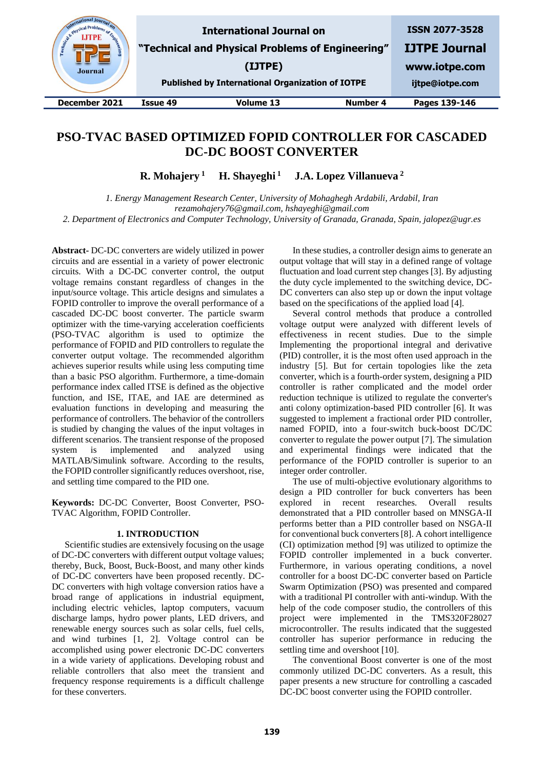# PSO-TVAC BASED OPTIMIZED FOPID CONTROLLER FOR CASCADED DC-DC BOOST CONVERTER

**R. Mohajery [1] H. Shayeghi [1] J.A. Lopez Villanueva [2]**

*1. Energy Management Research Center, University of Mohaghegh Ardabili, Ardabil, Iran rezamohajery76@gmail.com, hshayeghi@gmail.com*

*2. Department of Electronics and Computer Technology, University of Granada, Granada, Spain, jalopez@ugr.es*

**Abstract-** DC-DC converters are widely utilized in power circuits and are essential in a variety of power electronic circuits. With a DC-DC converter control, the output voltage remains constant regardless of changes in the input/source voltage. This article designs and simulates a FOPID controller to improve the overall performance of a cascaded DC-DC boost converter. The particle swarm optimizer with the time-varying acceleration coefficients (PSO-TVAC algorithm is used to optimize the performance of FOPID and PID controllers to regulate the converter output voltage. The recommended algorithm achieves superior results while using less computing time than a basic PSO algorithm. Furthermore, a time-domain performance index called ITSE is defined as the objective function, and ISE, ITAE, and IAE are determined as evaluation functions in developing and measuring the performance of controllers. The behavior of the controllers is studied by changing the values of the input voltages in different scenarios. The transient response of the proposed system is implemented and analyzed using MATLAB/Simulink software. According to the results, the FOPID controller significantly reduces overshoot, rise, and settling time compared to the PID one.

**Keywords:** DC-DC Converter, Boost Converter, PSO-TVAC Algorithm, FOPID Controller.

## 1. INTRODUCTION

Scientific studies are extensively focusing on the usage of DC-DC converters with different output voltage values; thereby, Buck, Boost, Buck-Boost, and many other kinds of DC-DC converters have been proposed recently. DC-DC converters with high voltage conversion ratios have a broad range of applications in industrial equipment, including electric vehicles, laptop computers, vacuum discharge lamps, hydro power plants, LED drivers, and renewable energy sources such as solar cells, fuel cells, and wind turbines [1, 2]. Voltage control can be accomplished using power electronic DC-DC converters in a wide variety of applications. Developing robust and reliable controllers that also meet the transient and frequency response requirements is a difficult challenge for these converters.

In these studies, a controller design aims to generate an output voltage that will stay in a defined range of voltage fluctuation and load current step changes [3]. By adjusting the duty cycle implemented to the switching device, DC-DC converters can also step up or down the input voltage based on the specifications of the applied load [4].

Several control methods that produce a controlled voltage output were analyzed with different levels of effectiveness in recent studies. Due to the simple Implementing the proportional integral and derivative (PID) controller, it is the most often used approach in the industry [5]. But for certain topologies like the zeta converter, which is a fourth-order system, designing a PID controller is rather complicated and the model order reduction technique is utilized to regulate the converter's anti colony optimization-based PID controller [6]. It was suggested to implement a fractional order PID controller, named FOPID, into a four-switch buck-boost DC/DC converter to regulate the power output [7]. The simulation and experimental findings were indicated that the performance of the FOPID controller is superior to an integer order controller.

The use of multi-objective evolutionary algorithms to design a PID controller for buck converters has been explored in recent researches. Overall results demonstrated that a PID controller based on MNSGA-II performs better than a PID controller based on NSGA-II for conventional buck converters [8]. A cohort intelligence (CI) optimization method [9] was utilized to optimize the FOPID controller implemented in a buck converter. Furthermore, in various operating conditions, a novel controller for a boost DC-DC converter based on Particle Swarm Optimization (PSO) was presented and compared with a traditional PI controller with anti-windup. With the help of the code composer studio, the controllers of this project were implemented in the TMS320F28027 microcontroller. The results indicated that the suggested controller has superior performance in reducing the settling time and overshoot [10].

The conventional Boost converter is one of the most commonly utilized DC-DC converters. As a result, this paper presents a new structure for controlling a cascaded DC-DC boost converter using the FOPID controller.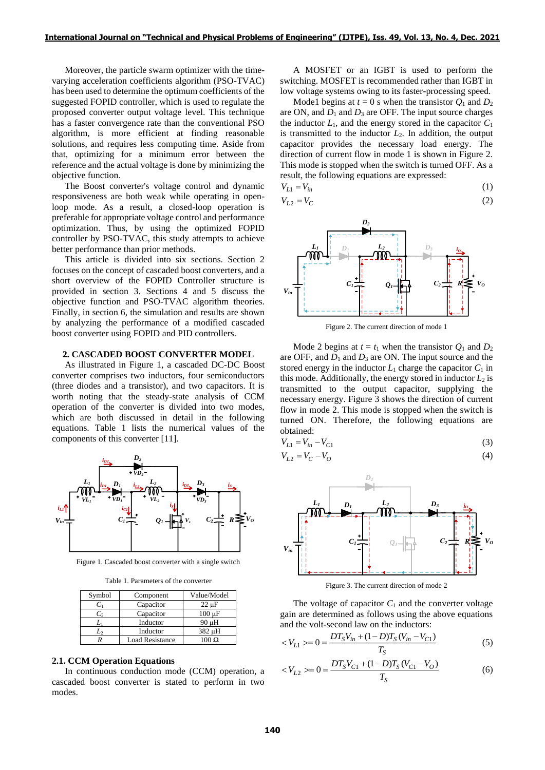Moreover, the particle swarm optimizer with the time-varying acceleration coefficients algorithm (PSO-TVAC) has been used to determine the optimum coefficients of the suggested FOPID controller, which is used to regulate the proposed converter output voltage level. This technique has a faster convergence rate than the conventional PSO algorithm, is more efficient at finding reasonable solutions, and requires less computing time. Aside from that, optimizing for a minimum error between the reference and the actual voltage is done by minimizing the objective function.

The Boost converter's voltage control and dynamic responsiveness are both weak while operating in open-loop mode. As a result, a closed-loop operation is preferable for appropriate voltage control and performance optimization. Thus, by using the optimized FOPID controller by PSO-TVAC, this study attempts to achieve better performance than prior methods.

This article is divided into six sections. Section 2 focuses on the concept of cascaded boost converters, and a short overview of the FOPID Controller structure is provided in section 3. Sections 4 and 5 discuss the objective function and PSO-TVAC algorithm theories. Finally, in section 6, the simulation and results are shown by analyzing the performance of a modified cascaded boost converter using FOPID and PID controllers.

## 2. CASCADED BOOST CONVERTER MODEL

As illustrated in Figure 1, a cascaded DC-DC Boost converter comprises two inductors, four semiconductors (three diodes and a transistor), and two capacitors. It is worth noting that the steady-state analysis of CCM operation of the converter is divided into two modes, which are both discussed in detail in the following equations. Table 1 lists the numerical values of the components of this converter [11].

Figure 1. Cascaded boost converter with a single switch

Table 1. Parameters of the converter

| Symbol | Component | Value/Model |
|---|---|---|
| $C_1$ | Capacitor | 22 µF |
| $C_2$ | Capacitor | 100 µF |
| $L_1$ | Inductor | 90 µH |
| $L_2$ | Inductor | 382 µH |
| $R$ | Load Resistance | 100 Ω |

### 2.1. CCM Operation Equations

In continuous conduction mode (CCM) operation, a cascaded boost converter is stated to perform in two modes.

A MOSFET or an IGBT is used to perform the switching. MOSFET is recommended rather than IGBT in low voltage systems owing to its faster-processing speed.

Mode1 begins at $t = 0$ s when the transistor $Q_1$ and $D_2$ are ON, and $D_1$ and $D_3$ are OFF. The input source charges the inductor $L_1$, and the energy stored in the capacitor $C_1$ is transmitted to the inductor $L_2$. In addition, the output capacitor provides the necessary load energy. The direction of current flow in mode 1 is shown in Figure 2. This mode is stopped when the switch is turned OFF. As a result, the following equations are expressed:

$$V_{L1} = V_{in} \tag{1}$$

$$V_{L2} = V_C \tag{2}$$

Figure 2. The current direction of mode 1

Mode 2 begins at $t = t_1$ when the transistor $Q_1$ and $D_2$ are OFF, and $D_1$ and $D_3$ are ON. The input source and the stored energy in the inductor $L_1$ charge the capacitor $C_1$ in this mode. Additionally, the energy stored in inductor $L_2$ is transmitted to the output capacitor, supplying the necessary energy. Figure 3 shows the direction of current flow in mode 2. This mode is stopped when the switch is turned ON. Therefore, the following equations are obtained:

$$V_{L1} = V_{in} - V_{C1} \tag{3}$$

$$V_{L2} = V_C - V_O \tag{4}$$

Figure 3. The current direction of mode 2

The voltage of capacitor $C_1$ and the converter voltage gain are determined as follows using the above equations and the volt-second law on the inductors:

$$< V_{L1} >= 0 = \frac{DT_S V_{in} + (1-D)T_S (V_{in} - V_{C1})}{T_S} \tag{5}$$

$$< V_{L2} >= 0 = \frac{DT_S V_{C1} + (1-D)T_S (V_{C1} - V_O)}{T_S} \tag{6}$$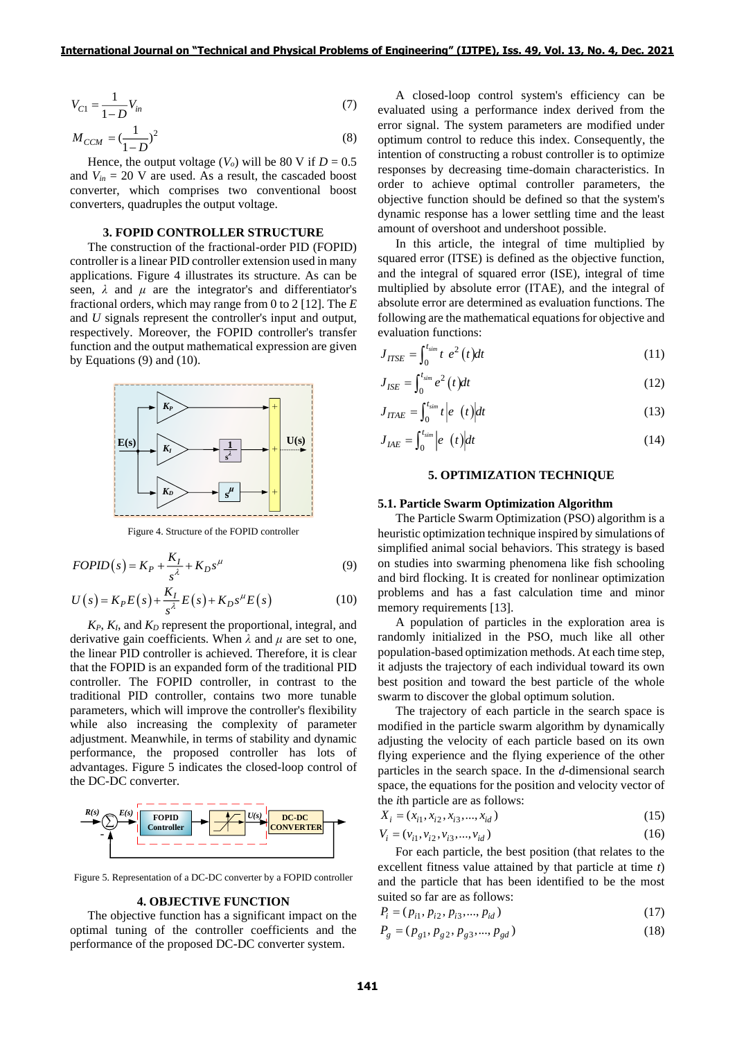$$V_{C1} = \frac{1}{1-D} V_{in} \quad (7)$$

$$M_{CCM} = \left(\frac{1}{1-D}\right)^2 \quad (8)$$

Hence, the output voltage ($V_o$) will be 80 V if $D = 0.5$ and $V_{in} = 20$ V are used. As a result, the cascaded boost converter, which comprises two conventional boost converters, quadruples the output voltage.

## 3. FOPID CONTROLLER STRUCTURE

The construction of the fractional-order PID (FOPID) controller is a linear PID controller extension used in many applications. Figure 4 illustrates its structure. As can be seen, $\lambda$ and $\mu$ are the integrator's and differentiator's fractional orders, which may range from 0 to 2 [12]. The $E$ and $U$ signals represent the controller's input and output, respectively. Moreover, the FOPID controller's transfer function and the output mathematical expression are given by Equations (9) and (10).

Figure 4. Structure of the FOPID controller

$$FOPID(s) = K_P + \frac{K_I}{s^\lambda} + K_D s^\mu \quad (9)$$

$$U(s) = K_P E(s) + \frac{K_I}{s^\lambda} E(s) + K_D s^\mu E(s) \quad (10)$$

$K_P$, $K_I$, and $K_D$ represent the proportional, integral, and derivative gain coefficients. When $\lambda$ and $\mu$ are set to one, the linear PID controller is achieved. Therefore, it is clear that the FOPID is an expanded form of the traditional PID controller. The FOPID controller, in contrast to the traditional PID controller, contains two more tunable parameters, which will improve the controller's flexibility while also increasing the complexity of parameter adjustment. Meanwhile, in terms of stability and dynamic performance, the proposed controller has lots of advantages. Figure 5 indicates the closed-loop control of the DC-DC converter.

Figure 5. Representation of a DC-DC converter by a FOPID controller

## 4. OBJECTIVE FUNCTION

The objective function has a significant impact on the optimal tuning of the controller coefficients and the performance of the proposed DC-DC converter system.

A closed-loop control system's efficiency can be evaluated using a performance index derived from the error signal. The system parameters are modified under optimum control to reduce this index. Consequently, the intention of constructing a robust controller is to optimize responses by decreasing time-domain characteristics. In order to achieve optimal controller parameters, the objective function should be defined so that the system's dynamic response has a lower settling time and the least amount of overshoot and undershoot possible.

In this article, the integral of time multiplied by squared error (ITSE) is defined as the objective function, and the integral of squared error (ISE), integral of time multiplied by absolute error (ITAE), and the integral of absolute error are determined as evaluation functions. The following are the mathematical equations for objective and evaluation functions:

$$J_{ITSE} = \int_0^{t_{sim}} t\ e^2(t)dt \quad (11)$$

$$J_{ISE} = \int_0^{t_{sim}} e^2(t)dt \quad (12)$$

$$J_{ITAE} = \int_0^{t_{sim}} t\left|e\ (t)\right|dt \quad (13)$$

$$J_{IAE} = \int_0^{t_{sim}} \left|e\ (t)\right|dt \quad (14)$$

## 5. OPTIMIZATION TECHNIQUE

### 5.1. Particle Swarm Optimization Algorithm

The Particle Swarm Optimization (PSO) algorithm is a heuristic optimization technique inspired by simulations of simplified animal social behaviors. This strategy is based on studies into swarming phenomena like fish schooling and bird flocking. It is created for nonlinear optimization problems and has a fast calculation time and minor memory requirements [13].

A population of particles in the exploration area is randomly initialized in the PSO, much like all other population-based optimization methods. At each time step, it adjusts the trajectory of each individual toward its own best position and toward the best particle of the whole swarm to discover the global optimum solution.

The trajectory of each particle in the search space is modified in the particle swarm algorithm by dynamically adjusting the velocity of each particle based on its own flying experience and the flying experience of the other particles in the search space. In the $d$-dimensional search space, the equations for the position and velocity vector of the $i$th particle are as follows:

$$X_i = (x_{i1}, x_{i2}, x_{i3}, ..., x_{id}) \quad (15)$$

$$V_i = (v_{i1}, v_{i2}, v_{i3}, ..., v_{id}) \quad (16)$$

For each particle, the best position (that relates to the excellent fitness value attained by that particle at time $t$) and the particle that has been identified to be the most suited so far are as follows:

$$P_i = (p_{i1}, p_{i2}, p_{i3}, ..., p_{id}) \quad (17)$$

$$P_g = (p_{g1}, p_{g2}, p_{g3}, ..., p_{gd}) \quad (18)$$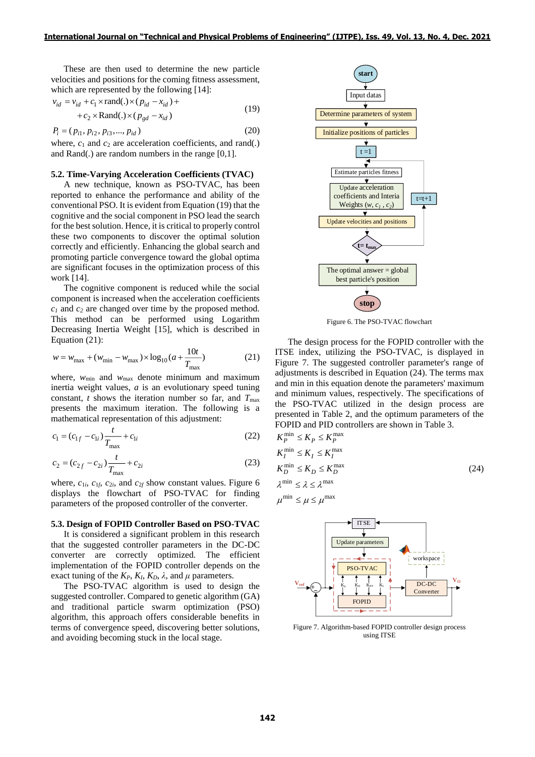These are then used to determine the new particle velocities and positions for the coming fitness assessment, which are represented by the following [14]:

$$v_{id} = v_{id} + c_1 \times \text{rand}(.) \times (p_{id} - x_{id}) + c_2 \times \text{Rand}(.) \times (p_{gd} - x_{id}) \quad (19)$$

$$P_i = (p_{i1}, p_{i2}, p_{i3}, ..., p_{id}) \quad (20)$$

where, $c_1$ and $c_2$ are acceleration coefficients, and rand(.) and Rand(.) are random numbers in the range [0,1].

### 5.2. Time-Varying Acceleration Coefficients (TVAC)

A new technique, known as PSO-TVAC, has been reported to enhance the performance and ability of the conventional PSO. It is evident from Equation (19) that the cognitive and the social component in PSO lead the search for the best solution. Hence, it is critical to properly control these two components to discover the optimal solution correctly and efficiently. Enhancing the global search and promoting particle convergence toward the global optima are significant focuses in the optimization process of this work [14].

The cognitive component is reduced while the social component is increased when the acceleration coefficients $c_1$ and $c_2$ are changed over time by the proposed method. This method can be performed using Logarithm Decreasing Inertia Weight [15], which is described in Equation (21):

$$w = w_{\max} + (w_{\min} - w_{\max}) \times \log_{10}(a + \frac{10t}{T_{\max}}) \quad (21)$$

where, $w_{\min}$ and $w_{\max}$ denote minimum and maximum inertia weight values, $a$ is an evolutionary speed tuning constant, $t$ shows the iteration number so far, and $T_{\max}$ presents the maximum iteration. The following is a mathematical representation of this adjustment:

$$c_1 = (c_{1f} - c_{1i})\frac{t}{T_{\max}} + c_{1i} \quad (22)$$

$$c_2 = (c_{2f} - c_{2i})\frac{t}{T_{\max}} + c_{2i} \quad (23)$$

where, $c_{1i}$, $c_{1f}$, $c_{2i}$, and $c_{2f}$ show constant values. Figure 6 displays the flowchart of PSO-TVAC for finding parameters of the proposed controller of the converter.

Figure 6. The PSO-TVAC flowchart

### 5.3. Design of FOPID Controller Based on PSO-TVAC

It is considered a significant problem in this research that the suggested controller parameters in the DC-DC converter are correctly optimized. The efficient implementation of the FOPID controller depends on the exact tuning of the $K_P$, $K_I$, $K_D$, $\lambda$, and $\mu$ parameters.

The PSO-TVAC algorithm is used to design the suggested controller. Compared to genetic algorithm (GA) and traditional particle swarm optimization (PSO) algorithm, this approach offers considerable benefits in terms of convergence speed, discovering better solutions, and avoiding becoming stuck in the local stage.

The design process for the FOPID controller with the ITSE index, utilizing the PSO-TVAC, is displayed in Figure 7. The suggested controller parameter's range of adjustments is described in Equation (24). The terms max and min in this equation denote the parameters' maximum and minimum values, respectively. The specifications of the PSO-TVAC utilized in the design process are presented in Table 2, and the optimum parameters of the FOPID and PID controllers are shown in Table 3.

$$\begin{aligned} &K_P^{\min} \le K_P \le K_P^{\max} \\ &K_I^{\min} \le K_I \le K_I^{\max} \\ &K_D^{\min} \le K_D \le K_D^{\max} \\ &\lambda^{\min} \le \lambda \le \lambda^{\max} \\ &\mu^{\min} \le \mu \le \mu^{\max} \end{aligned} \quad (24)$$

Figure 7. Algorithm-based FOPID controller design process using ITSE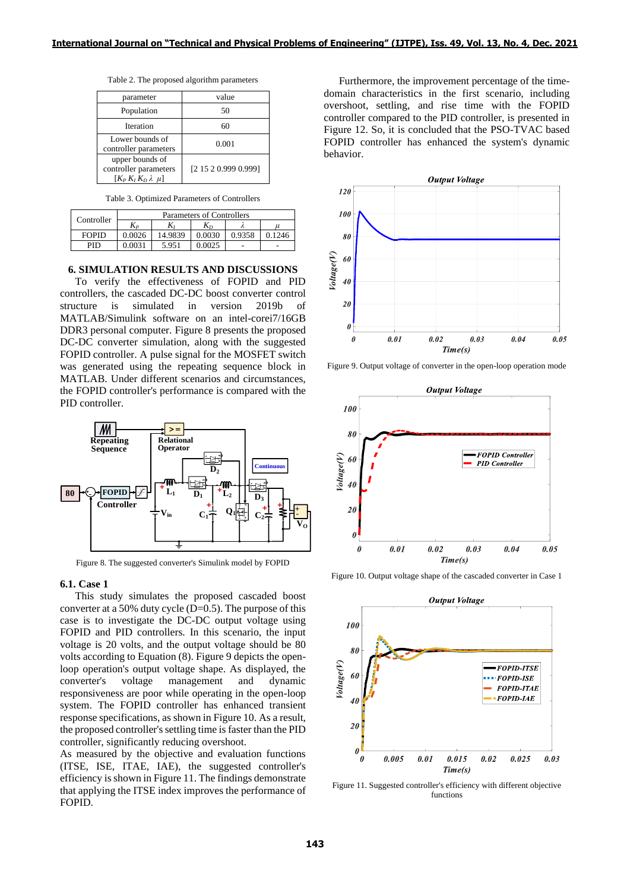Table 2. The proposed algorithm parameters

| parameter | value |
|---|---|
| Population | 50 |
| Iteration | 60 |
| Lower bounds of controller parameters | 0.001 |
| upper bounds of controller parameters $[K_P\ K_I\ K_D\ \lambda\ \ \mu]$ | [2 15 2 0.999 0.999] |

Table 3. Optimized Parameters of Controllers

| Controller | Parameters of Controllers | | | | |
|---|---|---|---|---|---|
| | $K_P$ | $K_I$ | $K_D$ | $\lambda$ | $\mu$ |
| FOPID | 0.0026 | 14.9839 | 0.0030 | 0.9358 | 0.1246 |
| PID | 0.0031 | 5.951 | 0.0025 | - | - |

## 6. SIMULATION RESULTS AND DISCUSSIONS

To verify the effectiveness of FOPID and PID controllers, the cascaded DC-DC boost converter control structure is simulated in version 2019b of MATLAB/Simulink software on an intel-corei7/16GB DDR3 personal computer. Figure 8 presents the proposed DC-DC converter simulation, along with the suggested FOPID controller. A pulse signal for the MOSFET switch was generated using the repeating sequence block in MATLAB. Under different scenarios and circumstances, the FOPID controller's performance is compared with the PID controller.

Figure 8. The suggested converter's Simulink model by FOPID

### 6.1. Case 1

This study simulates the proposed cascaded boost converter at a 50% duty cycle (D=0.5). The purpose of this case is to investigate the DC-DC output voltage using FOPID and PID controllers. In this scenario, the input voltage is 20 volts, and the output voltage should be 80 volts according to Equation (8). Figure 9 depicts the open-loop operation's output voltage shape. As displayed, the converter's voltage management and dynamic responsiveness are poor while operating in the open-loop system. The FOPID controller has enhanced transient response specifications, as shown in Figure 10. As a result, the proposed controller's settling time is faster than the PID controller, significantly reducing overshoot.

As measured by the objective and evaluation functions (ITSE, ISE, ITAE, IAE), the suggested controller's efficiency is shown in Figure 11. The findings demonstrate that applying the ITSE index improves the performance of FOPID.

Furthermore, the improvement percentage of the time-domain characteristics in the first scenario, including overshoot, settling, and rise time with the FOPID controller compared to the PID controller, is presented in Figure 12. So, it is concluded that the PSO-TVAC based FOPID controller has enhanced the system's dynamic behavior.

Figure 9. Output voltage of converter in the open-loop operation mode

Figure 10. Output voltage shape of the cascaded converter in Case 1

Figure 11. Suggested controller's efficiency with different objective functions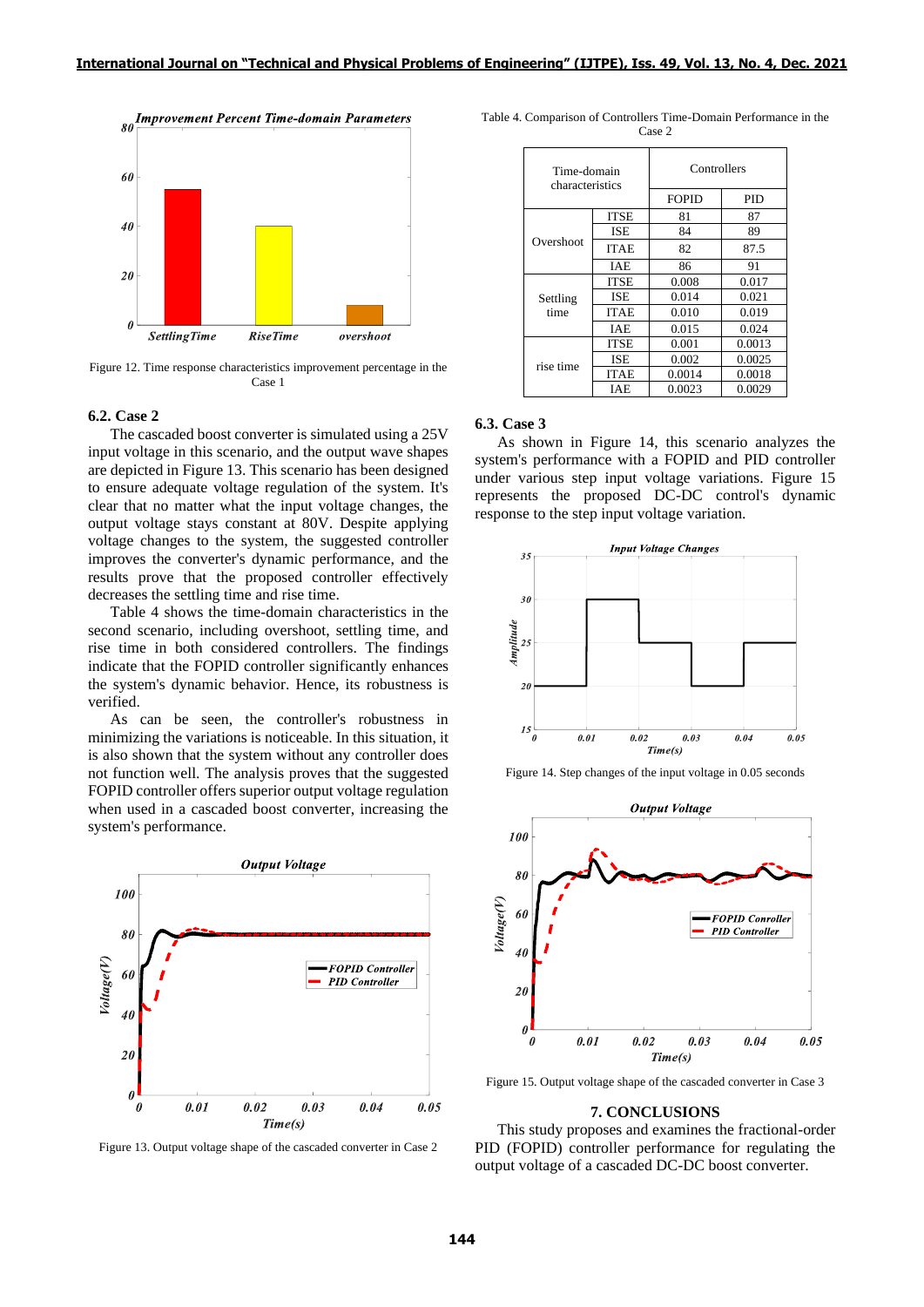Figure 12. Time response characteristics improvement percentage in the Case 1

### 6.2. Case 2

The cascaded boost converter is simulated using a 25V input voltage in this scenario, and the output wave shapes are depicted in Figure 13. This scenario has been designed to ensure adequate voltage regulation of the system. It's clear that no matter what the input voltage changes, the output voltage stays constant at 80V. Despite applying voltage changes to the system, the suggested controller improves the converter's dynamic performance, and the results prove that the proposed controller effectively decreases the settling time and rise time.

Table 4 shows the time-domain characteristics in the second scenario, including overshoot, settling time, and rise time in both considered controllers. The findings indicate that the FOPID controller significantly enhances the system's dynamic behavior. Hence, its robustness is verified.

As can be seen, the controller's robustness in minimizing the variations is noticeable. In this situation, it is also shown that the system without any controller does not function well. The analysis proves that the suggested FOPID controller offers superior output voltage regulation when used in a cascaded boost converter, increasing the system's performance.

Figure 13. Output voltage shape of the cascaded converter in Case 2

Table 4. Comparison of Controllers Time-Domain Performance in the Case 2

| Time-domain characteristics | | Controllers | |
|---|---|---|---|
| | | FOPID | PID |
| Overshoot | ITSE | 81 | 87 |
| | ISE | 84 | 89 |
| | ITAE | 82 | 87.5 |
| | IAE | 86 | 91 |
| Settling time | ITSE | 0.008 | 0.017 |
| | ISE | 0.014 | 0.021 |
| | ITAE | 0.010 | 0.019 |
| | IAE | 0.015 | 0.024 |
| rise time | ITSE | 0.001 | 0.0013 |
| | ISE | 0.002 | 0.0025 |
| | ITAE | 0.0014 | 0.0018 |
| | IAE | 0.0023 | 0.0029 |

### 6.3. Case 3

As shown in Figure 14, this scenario analyzes the system's performance with a FOPID and PID controller under various step input voltage variations. Figure 15 represents the proposed DC-DC control's dynamic response to the step input voltage variation.

Figure 14. Step changes of the input voltage in 0.05 seconds

Figure 15. Output voltage shape of the cascaded converter in Case 3

## 7. CONCLUSIONS

This study proposes and examines the fractional-order PID (FOPID) controller performance for regulating the output voltage of a cascaded DC-DC boost converter.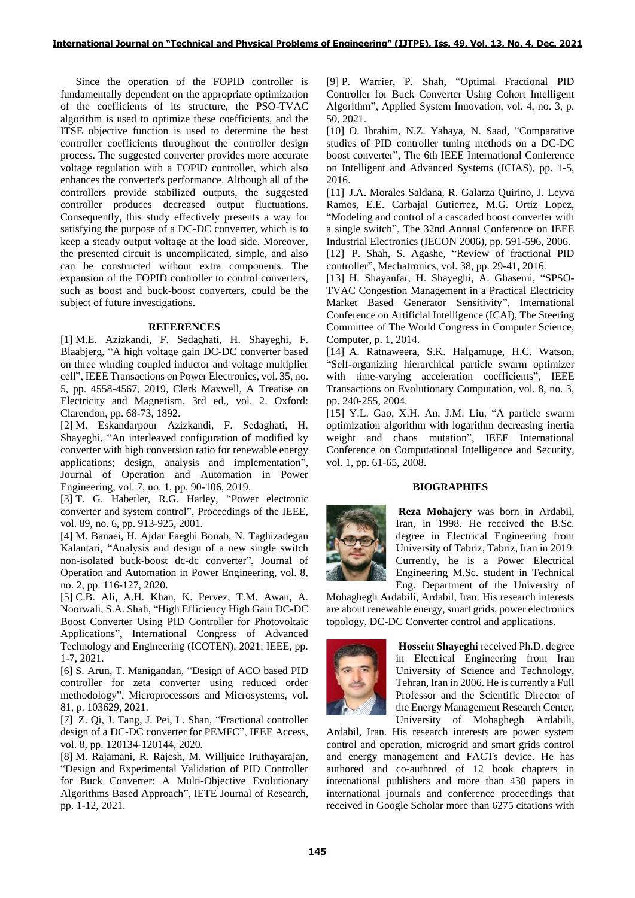Since the operation of the FOPID controller is fundamentally dependent on the appropriate optimization of the coefficients of its structure, the PSO-TVAC algorithm is used to optimize these coefficients, and the ITSE objective function is used to determine the best controller coefficients throughout the controller design process. The suggested converter provides more accurate voltage regulation with a FOPID controller, which also enhances the converter's performance. Although all of the controllers provide stabilized outputs, the suggested controller produces decreased output fluctuations. Consequently, this study effectively presents a way for satisfying the purpose of a DC-DC converter, which is to keep a steady output voltage at the load side. Moreover, the presented circuit is uncomplicated, simple, and also can be constructed without extra components. The expansion of the FOPID controller to control converters, such as boost and buck-boost converters, could be the subject of future investigations.

## REFERENCES

[1] M.E. Azizkandi, F. Sedaghati, H. Shayeghi, F. Blaabjerg, "A high voltage gain DC-DC converter based on three winding coupled inductor and voltage multiplier cell", IEEE Transactions on Power Electronics, vol. 35, no. 5, pp. 4558-4567, 2019, Clerk Maxwell, A Treatise on Electricity and Magnetism, 3rd ed., vol. 2. Oxford: Clarendon, pp. 68-73, 1892.

[2] M. Eskandarpour Azizkandi, F. Sedaghati, H. Shayeghi, "An interleaved configuration of modified ky converter with high conversion ratio for renewable energy applications; design, analysis and implementation", Journal of Operation and Automation in Power Engineering, vol. 7, no. 1, pp. 90-106, 2019.

[3] T. G. Habetler, R.G. Harley, "Power electronic converter and system control", Proceedings of the IEEE, vol. 89, no. 6, pp. 913-925, 2001.

[4] M. Banaei, H. Ajdar Faeghi Bonab, N. Taghizadegan Kalantari, "Analysis and design of a new single switch non-isolated buck-boost dc-dc converter", Journal of Operation and Automation in Power Engineering, vol. 8, no. 2, pp. 116-127, 2020.

[5] C.B. Ali, A.H. Khan, K. Pervez, T.M. Awan, A. Noorwali, S.A. Shah, "High Efficiency High Gain DC-DC Boost Converter Using PID Controller for Photovoltaic Applications", International Congress of Advanced Technology and Engineering (ICOTEN), 2021: IEEE, pp. 1-7, 2021.

[6] S. Arun, T. Manigandan, "Design of ACO based PID controller for zeta converter using reduced order methodology", Microprocessors and Microsystems, vol. 81, p. 103629, 2021.

[7] Z. Qi, J. Tang, J. Pei, L. Shan, "Fractional controller design of a DC-DC converter for PEMFC", IEEE Access, vol. 8, pp. 120134-120144, 2020.

[8] M. Rajamani, R. Rajesh, M. Willjuice Iruthayarajan, "Design and Experimental Validation of PID Controller for Buck Converter: A Multi-Objective Evolutionary Algorithms Based Approach", IETE Journal of Research, pp. 1-12, 2021.

[9] P. Warrier, P. Shah, "Optimal Fractional PID Controller for Buck Converter Using Cohort Intelligent Algorithm", Applied System Innovation, vol. 4, no. 3, p. 50, 2021.

[10] O. Ibrahim, N.Z. Yahaya, N. Saad, "Comparative studies of PID controller tuning methods on a DC-DC boost converter", The 6th IEEE International Conference on Intelligent and Advanced Systems (ICIAS), pp. 1-5, 2016.

[11] J.A. Morales Saldana, R. Galarza Quirino, J. Leyva Ramos, E.E. Carbajal Gutierrez, M.G. Ortiz Lopez, "Modeling and control of a cascaded boost converter with a single switch", The 32nd Annual Conference on IEEE Industrial Electronics (IECON 2006), pp. 591-596, 2006.

[12] P. Shah, S. Agashe, "Review of fractional PID controller", Mechatronics, vol. 38, pp. 29-41, 2016.

[13] H. Shayanfar, H. Shayeghi, A. Ghasemi, "SPSO-TVAC Congestion Management in a Practical Electricity Market Based Generator Sensitivity", International Conference on Artificial Intelligence (ICAI), The Steering Committee of The World Congress in Computer Science, Computer, p. 1, 2014.

[14] A. Ratnaweera, S.K. Halgamuge, H.C. Watson, "Self-organizing hierarchical particle swarm optimizer with time-varying acceleration coefficients", IEEE Transactions on Evolutionary Computation, vol. 8, no. 3, pp. 240-255, 2004.

[15] Y.L. Gao, X.H. An, J.M. Liu, "A particle swarm optimization algorithm with logarithm decreasing inertia weight and chaos mutation", IEEE International Conference on Computational Intelligence and Security, vol. 1, pp. 61-65, 2008.

## BIOGRAPHIES

**Reza Mohajery** was born in Ardabil, Iran, in 1998. He received the B.Sc. degree in Electrical Engineering from University of Tabriz, Tabriz, Iran in 2019. Currently, he is a Power Electrical Engineering M.Sc. student in Technical Eng. Department of the University of Mohaghegh Ardabili, Ardabil, Iran. His research interests are about renewable energy, smart grids, power electronics topology, DC-DC Converter control and applications.

**Hossein Shayeghi** received Ph.D. degree in Electrical Engineering from Iran University of Science and Technology, Tehran, Iran in 2006. He is currently a Full Professor and the Scientific Director of the Energy Management Research Center, University of Mohaghegh Ardabili, Ardabil, Iran. His research interests are power system control and operation, microgrid and smart grids control and energy management and FACTs device. He has authored and co-authored of 12 book chapters in international publishers and more than 430 papers in international journals and conference proceedings that received in Google Scholar more than 6275 citations with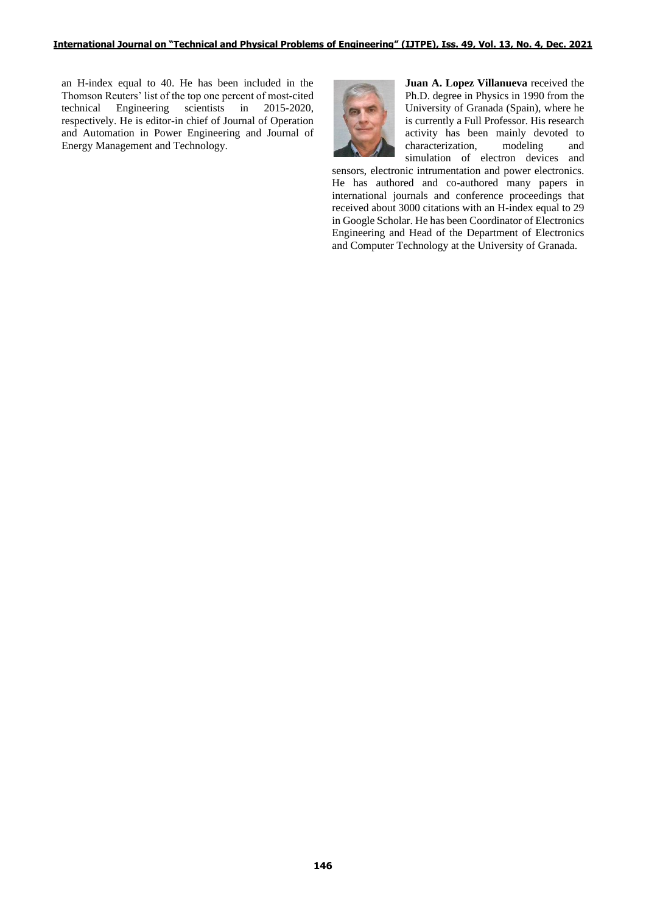an H-index equal to 40. He has been included in the Thomson Reuters' list of the top one percent of most-cited technical Engineering scientists in 2015-2020, respectively. He is editor-in chief of Journal of Operation and Automation in Power Engineering and Journal of Energy Management and Technology.

**Juan A. Lopez Villanueva** received the Ph.D. degree in Physics in 1990 from the University of Granada (Spain), where he is currently a Full Professor. His research activity has been mainly devoted to characterization, modeling and simulation of electron devices and sensors, electronic intrumentation and power electronics. He has authored and co-authored many papers in international journals and conference proceedings that received about 3000 citations with an H-index equal to 29 in Google Scholar. He has been Coordinator of Electronics Engineering and Head of the Department of Electronics and Computer Technology at the University of Granada.